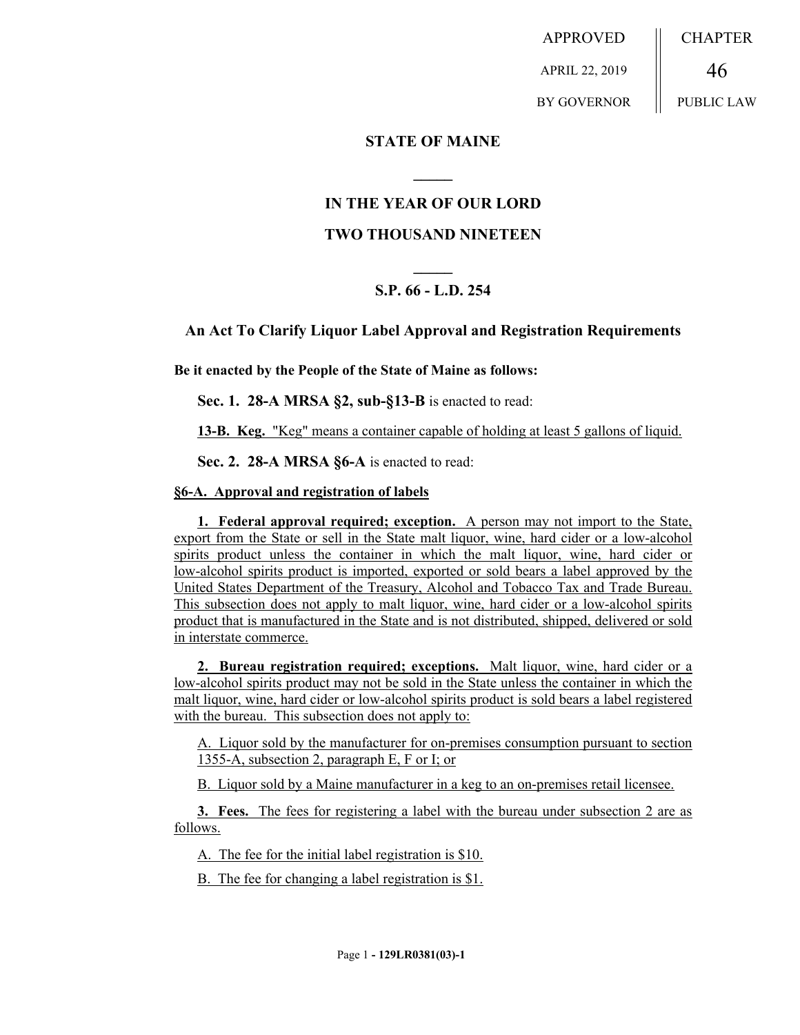APPROVED APRIL 22, 2019 BY GOVERNOR

CHAPTER 46 PUBLIC LAW

## STATE OF MAINE

## IN THE YEAR OF OUR LORD

## TWO THOUSAND NINETEEN

### S.P. 66 - L.D. 254

### An Act To Clarify Liquor Label Approval and Registration Requirements

**Be it enacted by the People of the State of Maine as follows:**

**Sec. 1. 28-A MRSA §2, sub-§13-B** is enacted to read:

**13-B. Keg.** "Keg" means a container capable of holding at least 5 gallons of liquid.

**Sec. 2. 28-A MRSA §6-A** is enacted to read:

**§6-A. Approval and registration of labels**

**1. Federal approval required; exception.** A person may not import to the State, export from the State or sell in the State malt liquor, wine, hard cider or a low-alcohol spirits product unless the container in which the malt liquor, wine, hard cider or low-alcohol spirits product is imported, exported or sold bears a label approved by the United States Department of the Treasury, Alcohol and Tobacco Tax and Trade Bureau. This subsection does not apply to malt liquor, wine, hard cider or a low-alcohol spirits product that is manufactured in the State and is not distributed, shipped, delivered or sold in interstate commerce.

**2. Bureau registration required; exceptions.** Malt liquor, wine, hard cider or a low-alcohol spirits product may not be sold in the State unless the container in which the malt liquor, wine, hard cider or low-alcohol spirits product is sold bears a label registered with the bureau. This subsection does not apply to:

A. Liquor sold by the manufacturer for on-premises consumption pursuant to section 1355-A, subsection 2, paragraph E, F or I; or

B. Liquor sold by a Maine manufacturer in a keg to an on-premises retail licensee.

**3. Fees.** The fees for registering a label with the bureau under subsection 2 are as follows.

A. The fee for the initial label registration is $10.

B. The fee for changing a label registration is $1.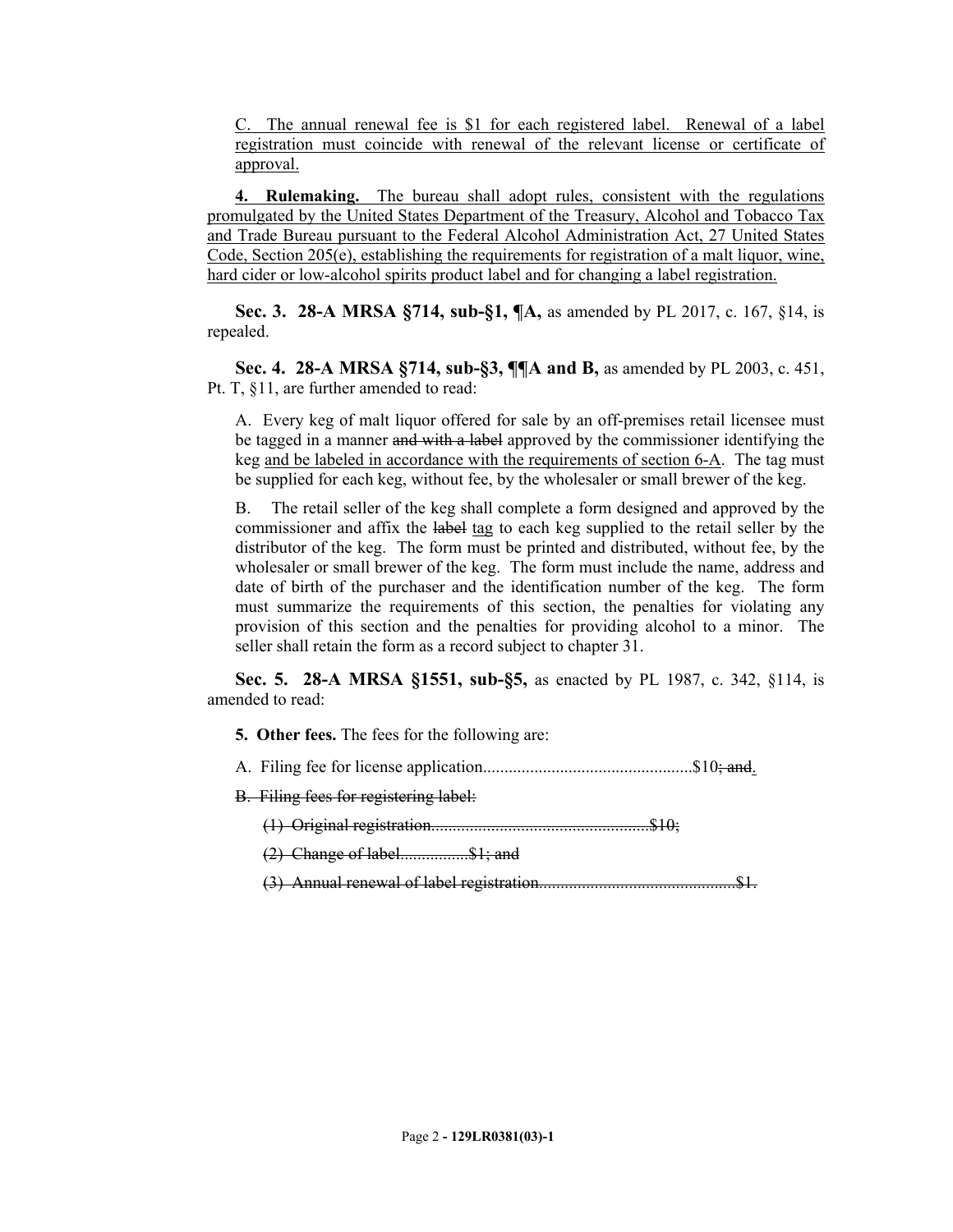C. The annual renewal fee is $1 for each registered label. Renewal of a label registration must coincide with renewal of the relevant license or certificate of approval.

**4. Rulemaking.** The bureau shall adopt rules, consistent with the regulations promulgated by the United States Department of the Treasury, Alcohol and Tobacco Tax and Trade Bureau pursuant to the Federal Alcohol Administration Act, 27 United States Code, Section 205(e), establishing the requirements for registration of a malt liquor, wine, hard cider or low-alcohol spirits product label and for changing a label registration.

**Sec. 3. 28-A MRSA §714, sub-§1, ¶A,** as amended by PL 2017, c. 167, §14, is repealed.

**Sec. 4. 28-A MRSA §714, sub-§3, ¶¶A and B,** as amended by PL 2003, c. 451, Pt. T, §11, are further amended to read:

A. Every keg of malt liquor offered for sale by an off-premises retail licensee must be tagged in a manner ~~and with a label~~ approved by the commissioner identifying the keg and be labeled in accordance with the requirements of section 6-A. The tag must be supplied for each keg, without fee, by the wholesaler or small brewer of the keg.

B. The retail seller of the keg shall complete a form designed and approved by the commissioner and affix the ~~label~~ tag to each keg supplied to the retail seller by the distributor of the keg. The form must be printed and distributed, without fee, by the wholesaler or small brewer of the keg. The form must include the name, address and date of birth of the purchaser and the identification number of the keg. The form must summarize the requirements of this section, the penalties for violating any provision of this section and the penalties for providing alcohol to a minor. The seller shall retain the form as a record subject to chapter 31.

**Sec. 5. 28-A MRSA §1551, sub-§5,** as enacted by PL 1987, c. 342, §114, is amended to read:

**5. Other fees.** The fees for the following are:

A. Filing fee for license application.................................................$10~~; and~~.

~~B. Filing fees for registering label:~~

~~(1) Original registration...................................................$10;~~

~~(2) Change of label...............$1; and~~

~~(3) Annual renewal of label registration.............................................$1.~~